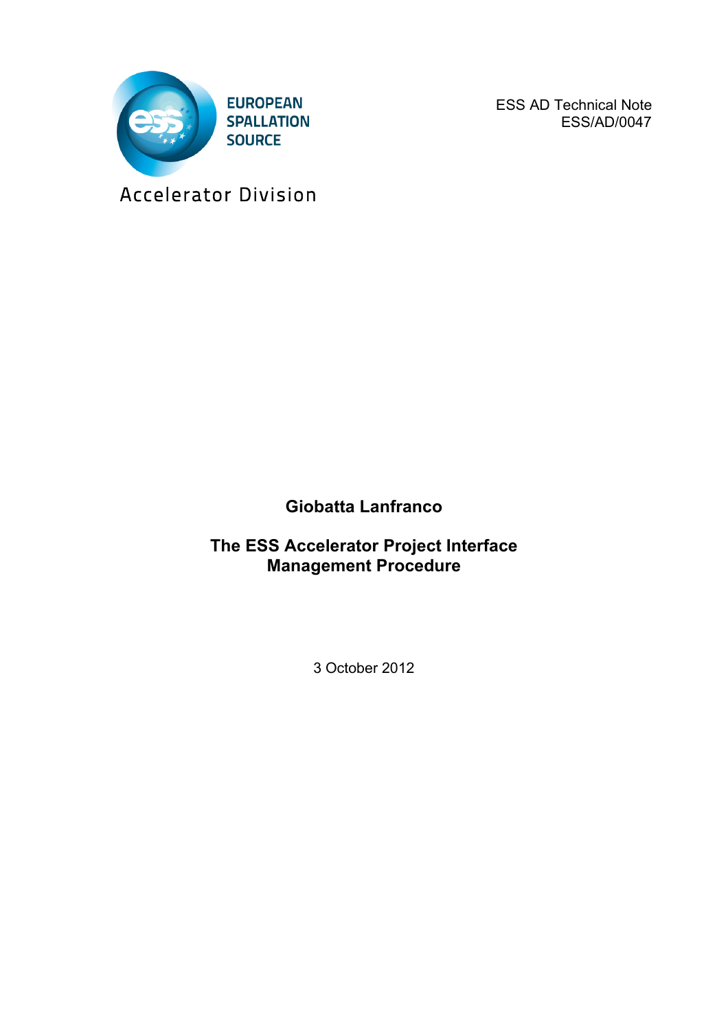EUROPEAN SPALLATION SOURCE

Accelerator Division

ESS AD Technical Note
ESS/AD/0047

**Giobatta Lanfranco**

# The ESS Accelerator Project Interface Management Procedure

3 October 2012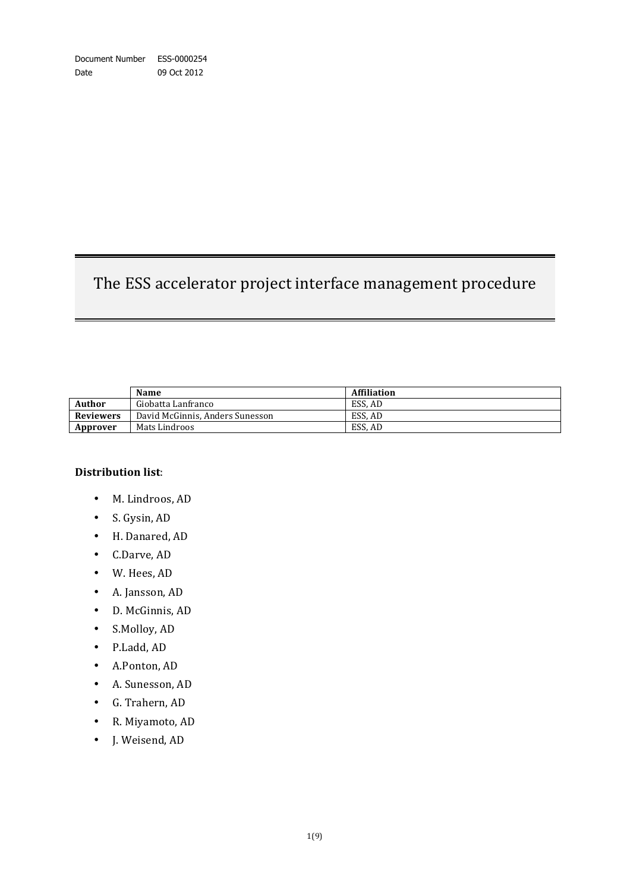Document Number ESS-0000254
Date 09 Oct 2012

# The ESS accelerator project interface management procedure

| | Name | Affiliation |
|---|---|---|
| **Author** | Giobatta Lanfranco | ESS, AD |
| **Reviewers** | David McGinnis, Anders Sunesson | ESS, AD |
| **Approver** | Mats Lindroos | ESS, AD |

**Distribution list**:

- M. Lindroos, AD
- S. Gysin, AD
- H. Danared, AD
- C.Darve, AD
- W. Hees, AD
- A. Jansson, AD
- D. McGinnis, AD
- S.Molloy, AD
- P.Ladd, AD
- A.Ponton, AD
- A. Sunesson, AD
- G. Trahern, AD
- R. Miyamoto, AD
- J. Weisend, AD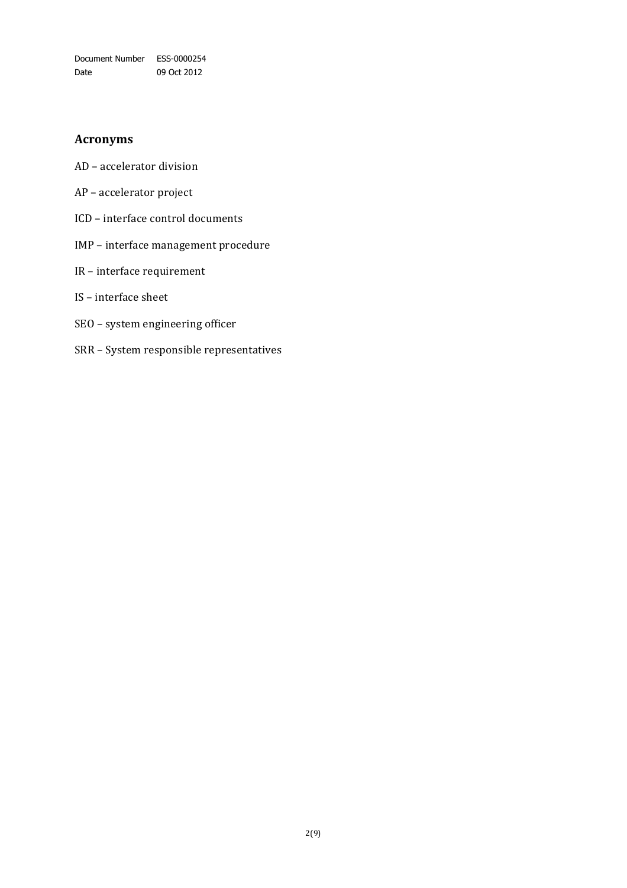## Acronyms

AD – accelerator division

AP – accelerator project

ICD – interface control documents

IMP – interface management procedure

IR – interface requirement

IS – interface sheet

SEO – system engineering officer

SRR – System responsible representatives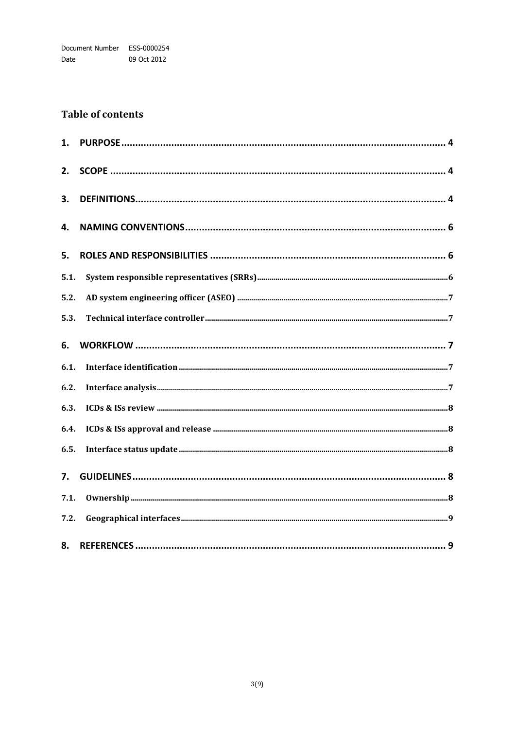## Table of contents

1. PURPOSE ........................................................................ 4
2. SCOPE ........................................................................ 4
3. DEFINITIONS ........................................................................ 4
4. NAMING CONVENTIONS ........................................................................ 6
5. ROLES AND RESPONSIBILITIES ........................................................................ 6
   - 5.1. System responsible representatives (SRRs) ........................................................................ 6
   - 5.2. AD system engineering officer (ASEO) ........................................................................ 7
   - 5.3. Technical interface controller ........................................................................ 7
6. WORKFLOW ........................................................................ 7
   - 6.1. Interface identification ........................................................................ 7
   - 6.2. Interface analysis ........................................................................ 7
   - 6.3. ICDs & ISs review ........................................................................ 8
   - 6.4. ICDs & ISs approval and release ........................................................................ 8
   - 6.5. Interface status update ........................................................................ 8
7. GUIDELINES ........................................................................ 8
   - 7.1. Ownership ........................................................................ 8
   - 7.2. Geographical interfaces ........................................................................ 9
8. REFERENCES ........................................................................ 9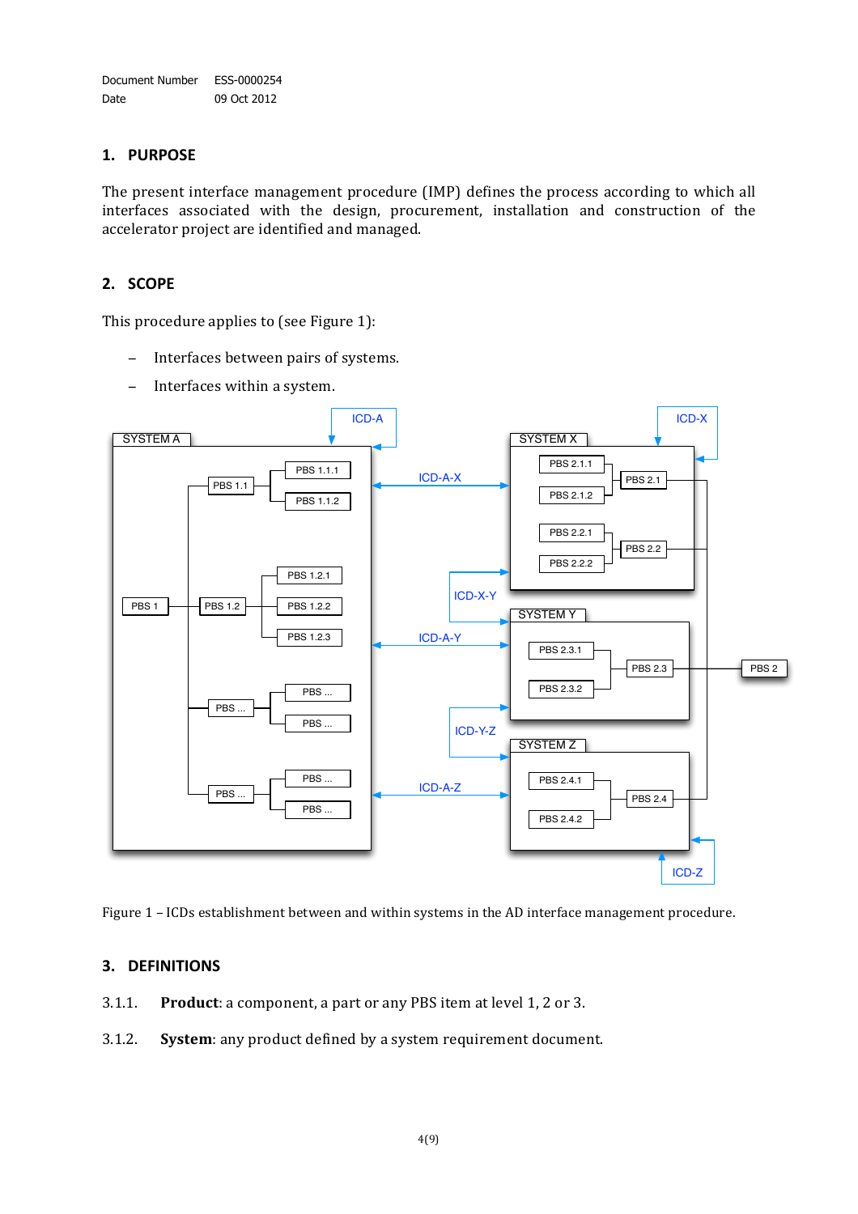Document Number ESS-0000254
Date 09 Oct 2012

## 1. PURPOSE

The present interface management procedure (IMP) defines the process according to which all interfaces associated with the design, procurement, installation and construction of the accelerator project are identified and managed.

## 2. SCOPE

This procedure applies to (see Figure 1):

- Interfaces between pairs of systems.
- Interfaces within a system.

Figure 1 – ICDs establishment between and within systems in the AD interface management procedure.

## 3. DEFINITIONS

3.1.1. **Product**: a component, a part or any PBS item at level 1, 2 or 3.

3.1.2. **System**: any product defined by a system requirement document.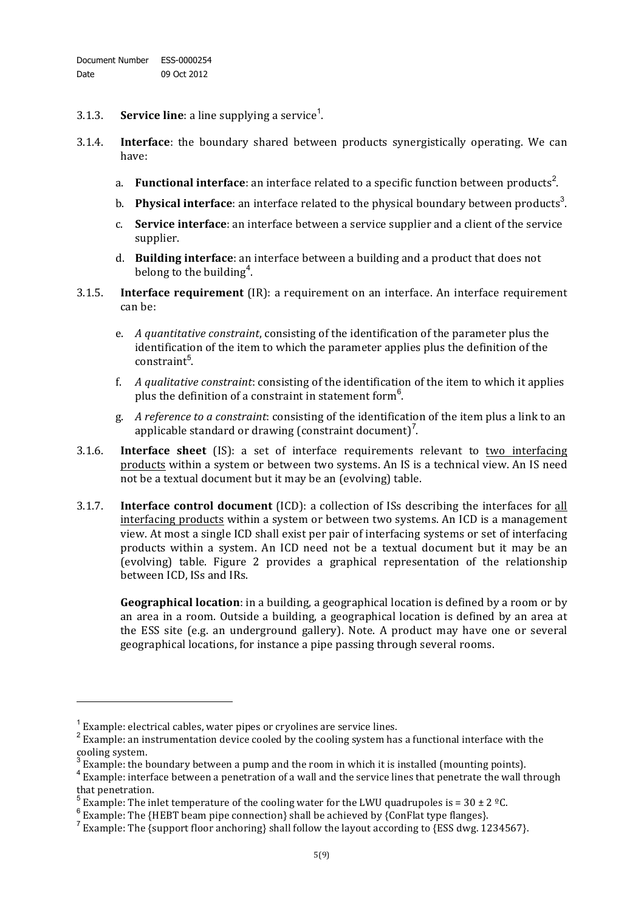3.1.3. **Service line**: a line supplying a service[1].

3.1.4. **Interface**: the boundary shared between products synergistically operating. We can have:

a. **Functional interface**: an interface related to a specific function between products[2].

b. **Physical interface**: an interface related to the physical boundary between products[3].

c. **Service interface**: an interface between a service supplier and a client of the service supplier.

d. **Building interface**: an interface between a building and a product that does not belong to the building[4].

3.1.5. **Interface requirement** (IR): a requirement on an interface. An interface requirement can be:

e. *A quantitative constraint*, consisting of the identification of the parameter plus the identification of the item to which the parameter applies plus the definition of the constraint[5].

f. *A qualitative constraint*: consisting of the identification of the item to which it applies plus the definition of a constraint in statement form[6].

g. *A reference to a constraint*: consisting of the identification of the item plus a link to an applicable standard or drawing (constraint document)[7].

3.1.6. **Interface sheet** (IS): a set of interface requirements relevant to two interfacing products within a system or between two systems. An IS is a technical view. An IS need not be a textual document but it may be an (evolving) table.

3.1.7. **Interface control document** (ICD): a collection of ISs describing the interfaces for all interfacing products within a system or between two systems. An ICD is a management view. At most a single ICD shall exist per pair of interfacing systems or set of interfacing products within a system. An ICD need not be a textual document but it may be an (evolving) table. Figure 2 provides a graphical representation of the relationship between ICD, ISs and IRs.

**Geographical location**: in a building, a geographical location is defined by a room or by an area in a room. Outside a building, a geographical location is defined by an area at the ESS site (e.g. an underground gallery). Note. A product may have one or several geographical locations, for instance a pipe passing through several rooms.

---

[1] Example: electrical cables, water pipes or cryolines are service lines.

[2] Example: an instrumentation device cooled by the cooling system has a functional interface with the cooling system.

[3] Example: the boundary between a pump and the room in which it is installed (mounting points).

[4] Example: interface between a penetration of a wall and the service lines that penetrate the wall through that penetration.

[5] Example: The inlet temperature of the cooling water for the LWU quadrupoles is = 30 ± 2 ºC.

[6] Example: The {HEBT beam pipe connection} shall be achieved by {ConFlat type flanges}.

[7] Example: The {support floor anchoring} shall follow the layout according to {ESS dwg. 1234567}.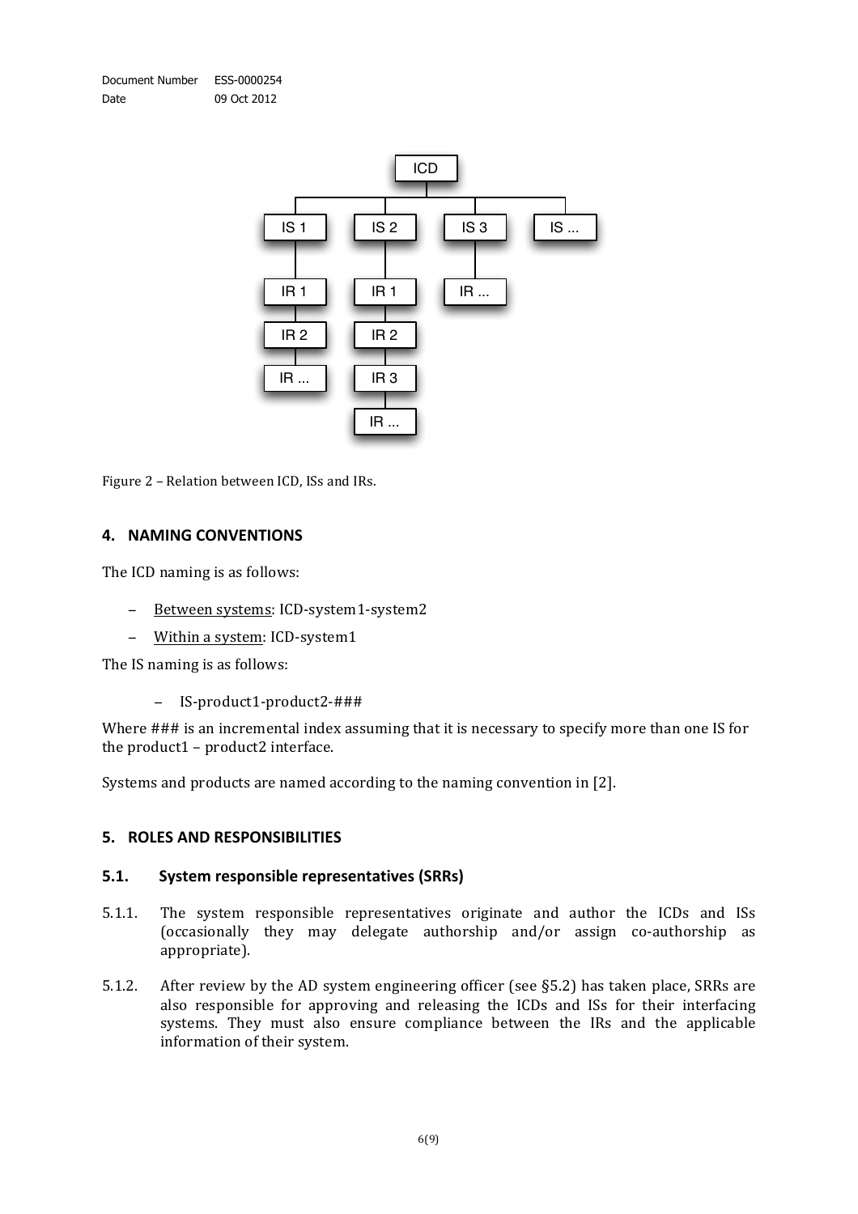Figure 2 – Relation between ICD, ISs and IRs.

## 4. NAMING CONVENTIONS

The ICD naming is as follows:

- Between systems: ICD-system1-system2
- Within a system: ICD-system1

The IS naming is as follows:

- IS-product1-product2-###

Where ### is an incremental index assuming that it is necessary to specify more than one IS for the product1 – product2 interface.

Systems and products are named according to the naming convention in [2].

## 5. ROLES AND RESPONSIBILITIES

### 5.1. System responsible representatives (SRRs)

5.1.1. The system responsible representatives originate and author the ICDs and ISs (occasionally they may delegate authorship and/or assign co-authorship as appropriate).

5.1.2. After review by the AD system engineering officer (see §5.2) has taken place, SRRs are also responsible for approving and releasing the ICDs and ISs for their interfacing systems. They must also ensure compliance between the IRs and the applicable information of their system.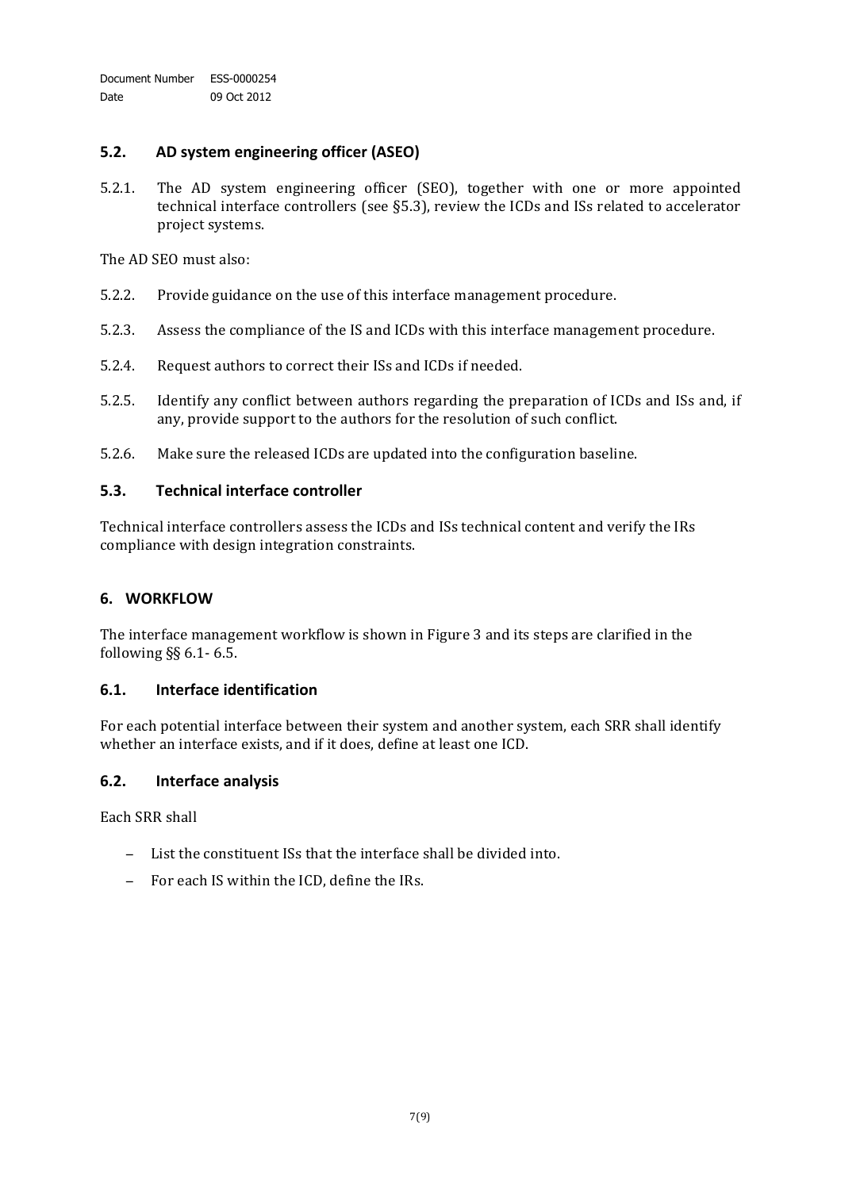## 5.2. AD system engineering officer (ASEO)

5.2.1. The AD system engineering officer (SEO), together with one or more appointed technical interface controllers (see §5.3), review the ICDs and ISs related to accelerator project systems.

The AD SEO must also:

5.2.2. Provide guidance on the use of this interface management procedure.

5.2.3. Assess the compliance of the IS and ICDs with this interface management procedure.

5.2.4. Request authors to correct their ISs and ICDs if needed.

5.2.5. Identify any conflict between authors regarding the preparation of ICDs and ISs and, if any, provide support to the authors for the resolution of such conflict.

5.2.6. Make sure the released ICDs are updated into the configuration baseline.

## 5.3. Technical interface controller

Technical interface controllers assess the ICDs and ISs technical content and verify the IRs compliance with design integration constraints.

# 6. WORKFLOW

The interface management workflow is shown in Figure 3 and its steps are clarified in the following §§ 6.1- 6.5.

## 6.1. Interface identification

For each potential interface between their system and another system, each SRR shall identify whether an interface exists, and if it does, define at least one ICD.

## 6.2. Interface analysis

Each SRR shall

- List the constituent ISs that the interface shall be divided into.
- For each IS within the ICD, define the IRs.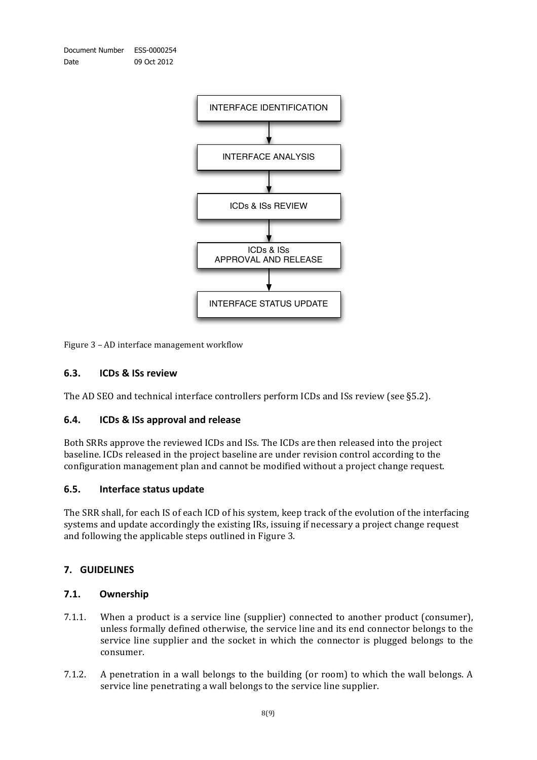INTERFACE IDENTIFICATION

↓

INTERFACE ANALYSIS

↓

ICDs & ISs REVIEW

↓

ICDs & ISs APPROVAL AND RELEASE

↓

INTERFACE STATUS UPDATE

Figure 3 – AD interface management workflow

### 6.3. ICDs & ISs review

The AD SEO and technical interface controllers perform ICDs and ISs review (see §5.2).

### 6.4. ICDs & ISs approval and release

Both SRRs approve the reviewed ICDs and ISs. The ICDs are then released into the project baseline. ICDs released in the project baseline are under revision control according to the configuration management plan and cannot be modified without a project change request.

### 6.5. Interface status update

The SRR shall, for each IS of each ICD of his system, keep track of the evolution of the interfacing systems and update accordingly the existing IRs, issuing if necessary a project change request and following the applicable steps outlined in Figure 3.

## 7. GUIDELINES

### 7.1. Ownership

7.1.1. When a product is a service line (supplier) connected to another product (consumer), unless formally defined otherwise, the service line and its end connector belongs to the service line supplier and the socket in which the connector is plugged belongs to the consumer.

7.1.2. A penetration in a wall belongs to the building (or room) to which the wall belongs. A service line penetrating a wall belongs to the service line supplier.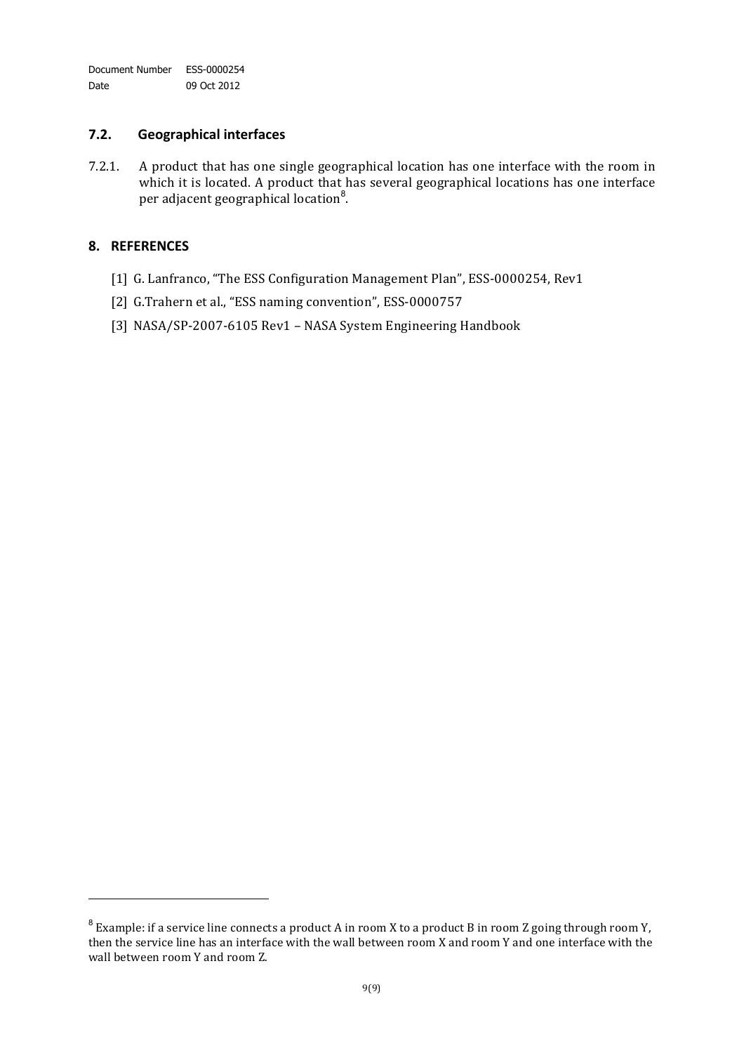## 7.2. Geographical interfaces

7.2.1. A product that has one single geographical location has one interface with the room in which it is located. A product that has several geographical locations has one interface per adjacent geographical location[8].

# 8. REFERENCES

[1] G. Lanfranco, "The ESS Configuration Management Plan", ESS-0000254, Rev1

[2] G.Trahern et al., "ESS naming convention", ESS-0000757

[3] NASA/SP-2007-6105 Rev1 – NASA System Engineering Handbook

---

[8] Example: if a service line connects a product A in room X to a product B in room Z going through room Y, then the service line has an interface with the wall between room X and room Y and one interface with the wall between room Y and room Z.